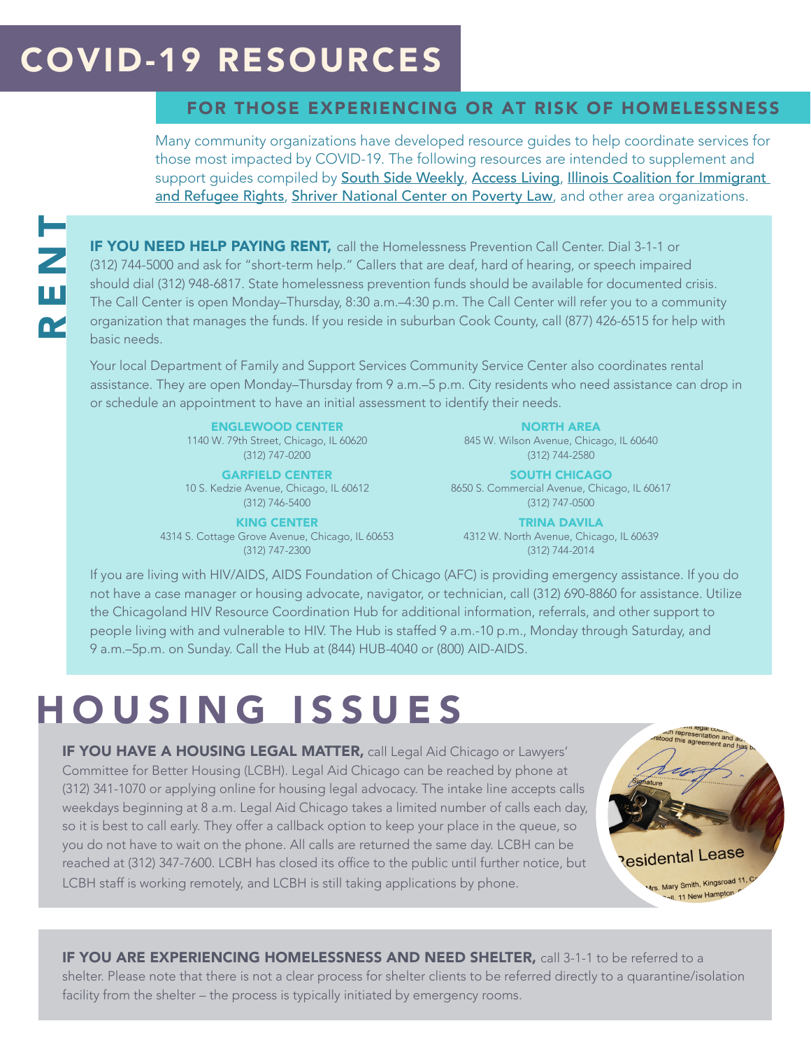# COVID-19 RESOURCES

## FOR THOSE EXPERIENCING OR AT RISK OF HOMELESSNESS

Many community organizations have developed resource guides to help coordinate services for those most impacted by COVID-19. The following resources are intended to supplement and support guides compiled by South Side Weekly, Access Living, Illinois Coalition for Immigrant and Refugee Rights, Shriver National Center on Poverty Law, and other area organizations.

## RENT

**IF YOU NEED HELP PAYING RENT,** call the Homelessness Prevention Call Center. Dial 3-1-1 or (312) 744-5000 and ask for "short-term help." Callers that are deaf, hard of hearing, or speech impaired should dial (312) 948-6817. State homelessness prevention funds should be available for documented crisis. The Call Center is open Monday–Thursday, 8:30 a.m.–4:30 p.m. The Call Center will refer you to a community organization that manages the funds. If you reside in suburban Cook County, call (877) 426-6515 for help with basic needs.

Your local Department of Family and Support Services Community Service Center also coordinates rental assistance. They are open Monday–Thursday from 9 a.m.–5 p.m. City residents who need assistance can drop in or schedule an appointment to have an initial assessment to identify their needs.

**ENGLEWOOD CENTER**
1140 W. 79th Street, Chicago, IL 60620
(312) 747-0200

**GARFIELD CENTER**
10 S. Kedzie Avenue, Chicago, IL 60612
(312) 746-5400

**KING CENTER**
4314 S. Cottage Grove Avenue, Chicago, IL 60653
(312) 747-2300

**NORTH AREA**
845 W. Wilson Avenue, Chicago, IL 60640
(312) 744-2580

**SOUTH CHICAGO**
8650 S. Commercial Avenue, Chicago, IL 60617
(312) 747-0500

**TRINA DAVILA**
4312 W. North Avenue, Chicago, IL 60639
(312) 744-2014

If you are living with HIV/AIDS, AIDS Foundation of Chicago (AFC) is providing emergency assistance. If you do not have a case manager or housing advocate, navigator, or technician, call (312) 690-8860 for assistance. Utilize the Chicagoland HIV Resource Coordination Hub for additional information, referrals, and other support to people living with and vulnerable to HIV. The Hub is staffed 9 a.m.-10 p.m., Monday through Saturday, and 9 a.m.–5p.m. on Sunday. Call the Hub at (844) HUB-4040 or (800) AID-AIDS.

# HOUSING ISSUES

**IF YOU HAVE A HOUSING LEGAL MATTER,** call Legal Aid Chicago or Lawyers' Committee for Better Housing (LCBH). Legal Aid Chicago can be reached by phone at (312) 341-1070 or applying online for housing legal advocacy. The intake line accepts calls weekdays beginning at 8 a.m. Legal Aid Chicago takes a limited number of calls each day, so it is best to call early. They offer a callback option to keep your place in the queue, so you do not have to wait on the phone. All calls are returned the same day. LCBH can be reached at (312) 347-7600. LCBH has closed its office to the public until further notice, but LCBH staff is working remotely, and LCBH is still taking applications by phone.

**IF YOU ARE EXPERIENCING HOMELESSNESS AND NEED SHELTER,** call 3-1-1 to be referred to a shelter. Please note that there is not a clear process for shelter clients to be referred directly to a quarantine/isolation facility from the shelter – the process is typically initiated by emergency rooms.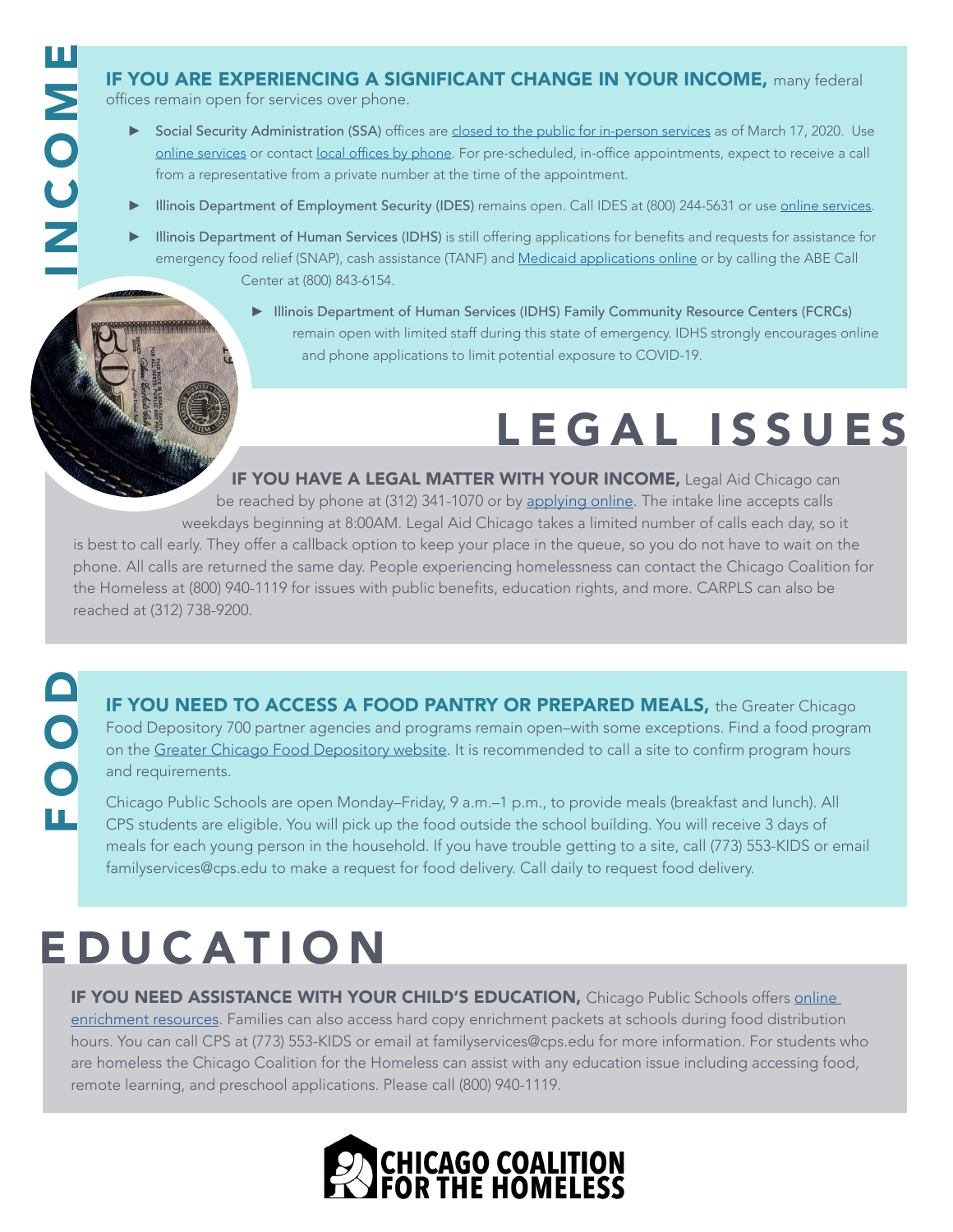# INCOME

**IF YOU ARE EXPERIENCING A SIGNIFICANT CHANGE IN YOUR INCOME,** many federal offices remain open for services over phone.

- Social Security Administration (SSA) offices are closed to the public for in-person services as of March 17, 2020. Use online services or contact local offices by phone. For pre-scheduled, in-office appointments, expect to receive a call from a representative from a private number at the time of the appointment.
- Illinois Department of Employment Security (IDES) remains open. Call IDES at (800) 244-5631 or use online services.
- Illinois Department of Human Services (IDHS) is still offering applications for benefits and requests for assistance for emergency food relief (SNAP), cash assistance (TANF) and Medicaid applications online or by calling the ABE Call Center at (800) 843-6154.
- Illinois Department of Human Services (IDHS) Family Community Resource Centers (FCRCs) remain open with limited staff during this state of emergency. IDHS strongly encourages online and phone applications to limit potential exposure to COVID-19.

# LEGAL ISSUES

**IF YOU HAVE A LEGAL MATTER WITH YOUR INCOME,** Legal Aid Chicago can be reached by phone at (312) 341-1070 or by applying online. The intake line accepts calls weekdays beginning at 8:00AM. Legal Aid Chicago takes a limited number of calls each day, so it is best to call early. They offer a callback option to keep your place in the queue, so you do not have to wait on the phone. All calls are returned the same day. People experiencing homelessness can contact the Chicago Coalition for the Homeless at (800) 940-1119 for issues with public benefits, education rights, and more. CARPLS can also be reached at (312) 738-9200.

# FOOD

**IF YOU NEED TO ACCESS A FOOD PANTRY OR PREPARED MEALS,** the Greater Chicago Food Depository 700 partner agencies and programs remain open–with some exceptions. Find a food program on the Greater Chicago Food Depository website. It is recommended to call a site to confirm program hours and requirements.

Chicago Public Schools are open Monday–Friday, 9 a.m.–1 p.m., to provide meals (breakfast and lunch). All CPS students are eligible. You will pick up the food outside the school building. You will receive 3 days of meals for each young person in the household. If you have trouble getting to a site, call (773) 553-KIDS or email familyservices@cps.edu to make a request for food delivery. Call daily to request food delivery.

# EDUCATION

**IF YOU NEED ASSISTANCE WITH YOUR CHILD'S EDUCATION,** Chicago Public Schools offers online enrichment resources. Families can also access hard copy enrichment packets at schools during food distribution hours. You can call CPS at (773) 553-KIDS or email at familyservices@cps.edu for more information. For students who are homeless the Chicago Coalition for the Homeless can assist with any education issue including accessing food, remote learning, and preschool applications. Please call (800) 940-1119.

CHICAGO COALITION FOR THE HOMELESS